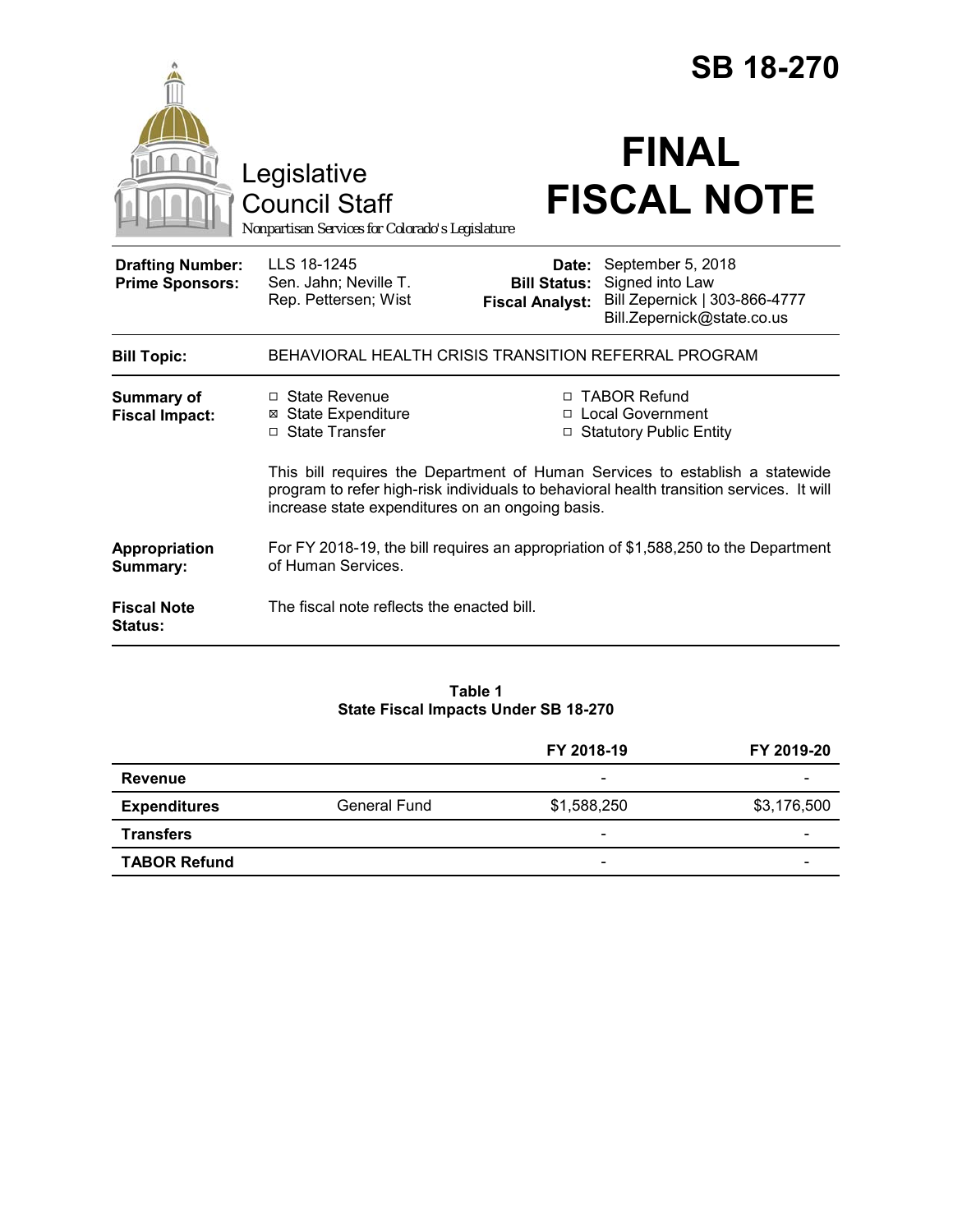# SB 18-270

Legislative Council Staff

*Nonpartisan Services for Colorado's Legislature*

# FINAL FISCAL NOTE

| | | | |
|---|---|---|---|
| **Drafting Number:** | LLS 18-1245 | **Date:** | September 5, 2018 |
| **Prime Sponsors:** | Sen. Jahn; Neville T. | **Bill Status:** | Signed into Law |
| | Rep. Pettersen; Wist | **Fiscal Analyst:** | Bill Zepernick \| 303-866-4777 |
| | | | Bill.Zepernick@state.co.us |

**Bill Topic:** BEHAVIORAL HEALTH CRISIS TRANSITION REFERRAL PROGRAM

**Summary of Fiscal Impact:**

- ☐ State Revenue
- ☒ State Expenditure
- ☐ State Transfer
- ☐ TABOR Refund
- ☐ Local Government
- ☐ Statutory Public Entity

This bill requires the Department of Human Services to establish a statewide program to refer high-risk individuals to behavioral health transition services. It will increase state expenditures on an ongoing basis.

**Appropriation Summary:** For FY 2018-19, the bill requires an appropriation of $1,588,250 to the Department of Human Services.

**Fiscal Note Status:** The fiscal note reflects the enacted bill.

**Table 1**
**State Fiscal Impacts Under SB 18-270**

| | | FY 2018-19 | FY 2019-20 |
|---|---|---|---|
| **Revenue** | | - | - |
| **Expenditures** | General Fund | $1,588,250 | $3,176,500 |
| **Transfers** | | - | - |
| **TABOR Refund** | | - | - |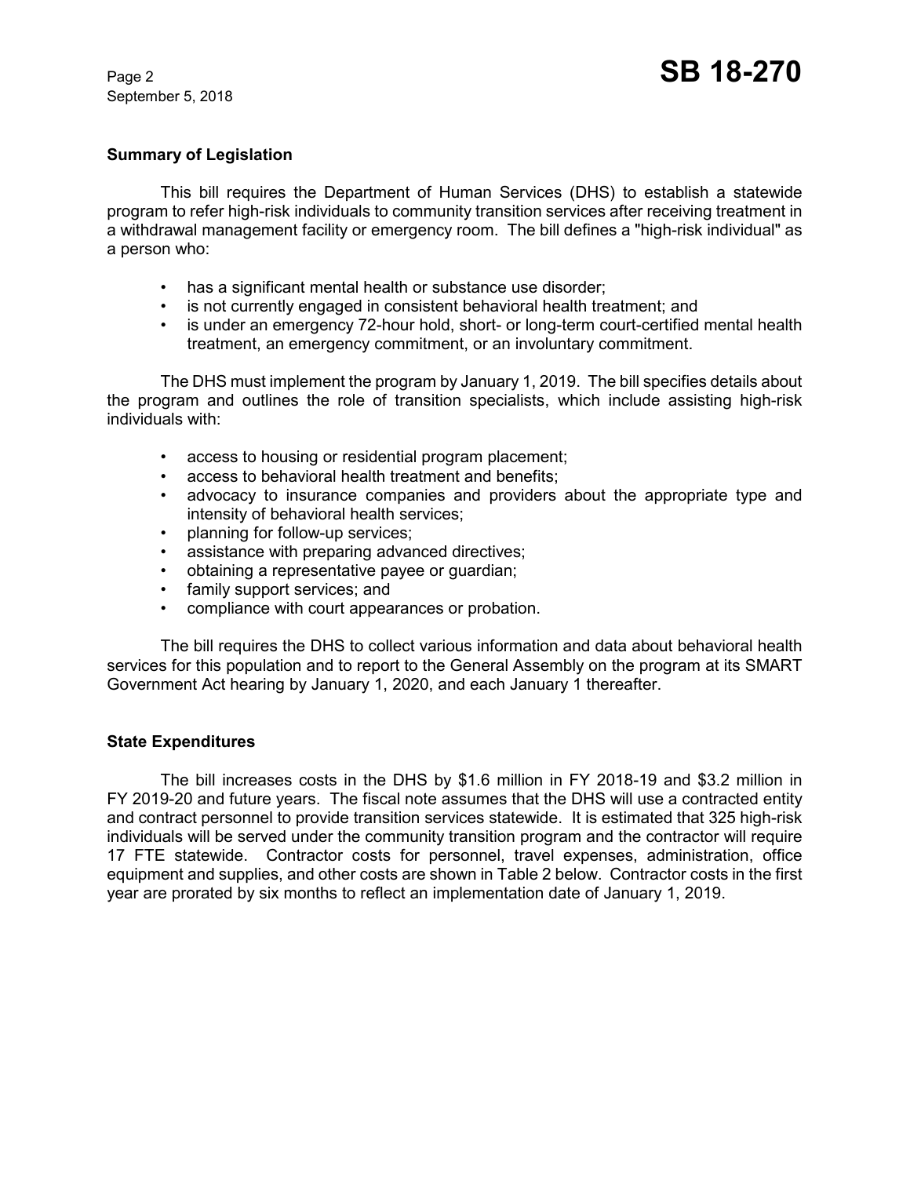## Summary of Legislation

This bill requires the Department of Human Services (DHS) to establish a statewide program to refer high-risk individuals to community transition services after receiving treatment in a withdrawal management facility or emergency room. The bill defines a "high-risk individual" as a person who:

- has a significant mental health or substance use disorder;
- is not currently engaged in consistent behavioral health treatment; and
- is under an emergency 72-hour hold, short- or long-term court-certified mental health treatment, an emergency commitment, or an involuntary commitment.

The DHS must implement the program by January 1, 2019. The bill specifies details about the program and outlines the role of transition specialists, which include assisting high-risk individuals with:

- access to housing or residential program placement;
- access to behavioral health treatment and benefits;
- advocacy to insurance companies and providers about the appropriate type and intensity of behavioral health services;
- planning for follow-up services;
- assistance with preparing advanced directives;
- obtaining a representative payee or guardian;
- family support services; and
- compliance with court appearances or probation.

The bill requires the DHS to collect various information and data about behavioral health services for this population and to report to the General Assembly on the program at its SMART Government Act hearing by January 1, 2020, and each January 1 thereafter.

## State Expenditures

The bill increases costs in the DHS by $1.6 million in FY 2018-19 and $3.2 million in FY 2019-20 and future years. The fiscal note assumes that the DHS will use a contracted entity and contract personnel to provide transition services statewide. It is estimated that 325 high-risk individuals will be served under the community transition program and the contractor will require 17 FTE statewide. Contractor costs for personnel, travel expenses, administration, office equipment and supplies, and other costs are shown in Table 2 below. Contractor costs in the first year are prorated by six months to reflect an implementation date of January 1, 2019.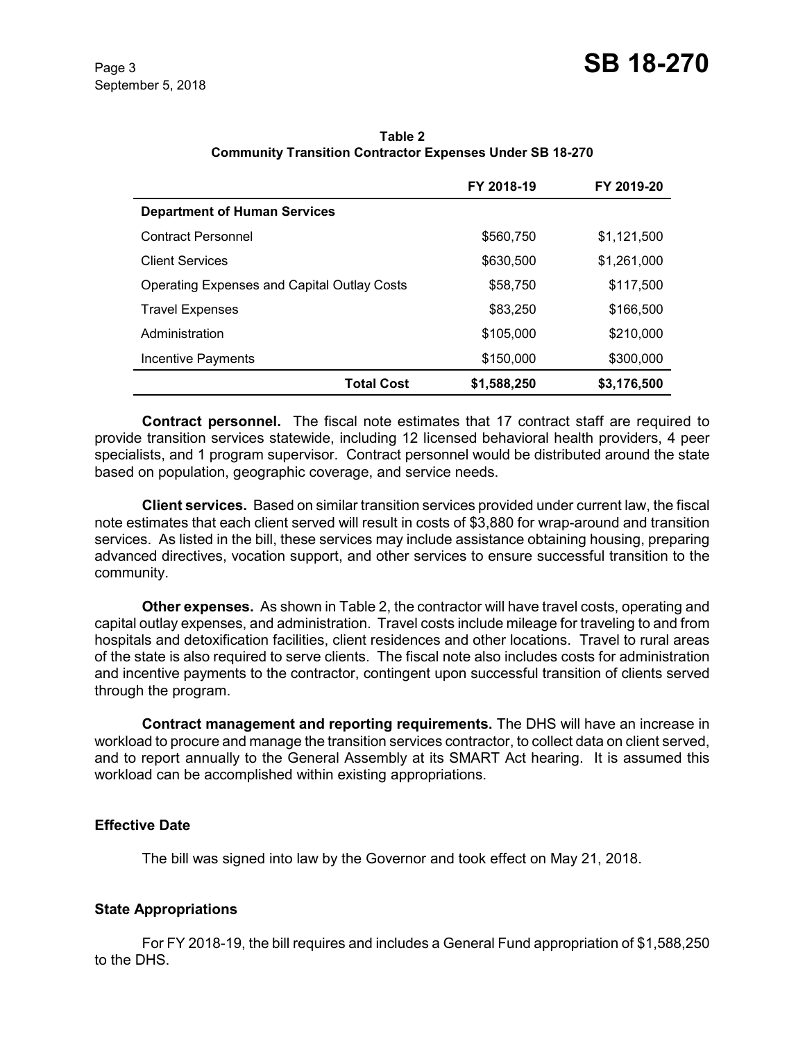**Table 2**
**Community Transition Contractor Expenses Under SB 18-270**

| | FY 2018-19 | FY 2019-20 |
|---|---|---|
| **Department of Human Services** | | |
| Contract Personnel | $560,750 | $1,121,500 |
| Client Services | $630,500 | $1,261,000 |
| Operating Expenses and Capital Outlay Costs | $58,750 | $117,500 |
| Travel Expenses | $83,250 | $166,500 |
| Administration | $105,000 | $210,000 |
| Incentive Payments | $150,000 | $300,000 |
| **Total Cost** | **$1,588,250** | **$3,176,500** |

**Contract personnel.** The fiscal note estimates that 17 contract staff are required to provide transition services statewide, including 12 licensed behavioral health providers, 4 peer specialists, and 1 program supervisor. Contract personnel would be distributed around the state based on population, geographic coverage, and service needs.

**Client services.** Based on similar transition services provided under current law, the fiscal note estimates that each client served will result in costs of $3,880 for wrap-around and transition services. As listed in the bill, these services may include assistance obtaining housing, preparing advanced directives, vocation support, and other services to ensure successful transition to the community.

**Other expenses.** As shown in Table 2, the contractor will have travel costs, operating and capital outlay expenses, and administration. Travel costs include mileage for traveling to and from hospitals and detoxification facilities, client residences and other locations. Travel to rural areas of the state is also required to serve clients. The fiscal note also includes costs for administration and incentive payments to the contractor, contingent upon successful transition of clients served through the program.

**Contract management and reporting requirements.** The DHS will have an increase in workload to procure and manage the transition services contractor, to collect data on client served, and to report annually to the General Assembly at its SMART Act hearing. It is assumed this workload can be accomplished within existing appropriations.

### Effective Date

The bill was signed into law by the Governor and took effect on May 21, 2018.

### State Appropriations

For FY 2018-19, the bill requires and includes a General Fund appropriation of $1,588,250 to the DHS.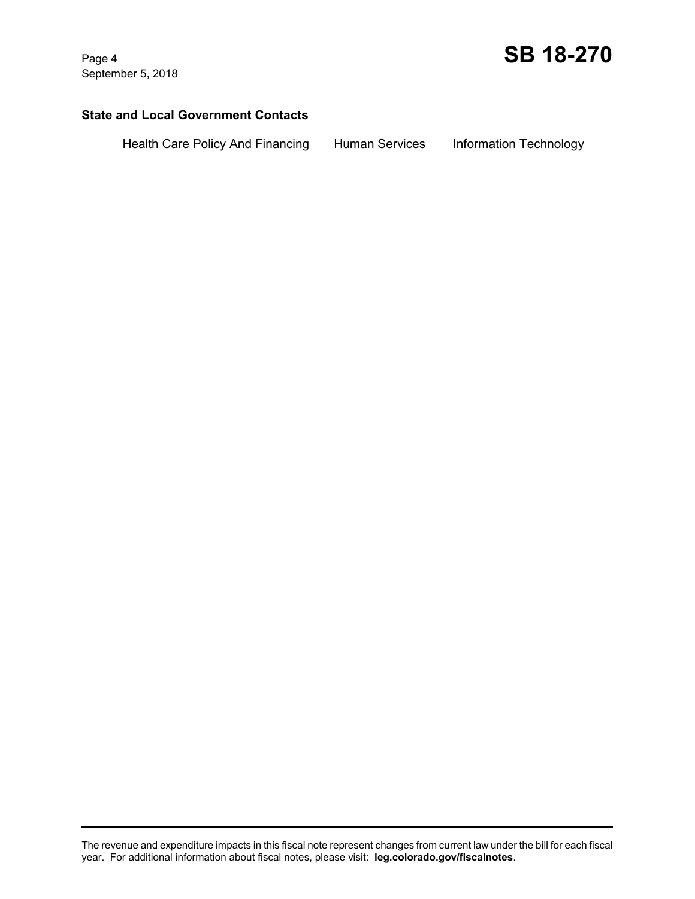### State and Local Government Contacts

Health Care Policy And Financing Human Services Information Technology

The revenue and expenditure impacts in this fiscal note represent changes from current law under the bill for each fiscal year. For additional information about fiscal notes, please visit: **leg.colorado.gov/fiscalnotes**.